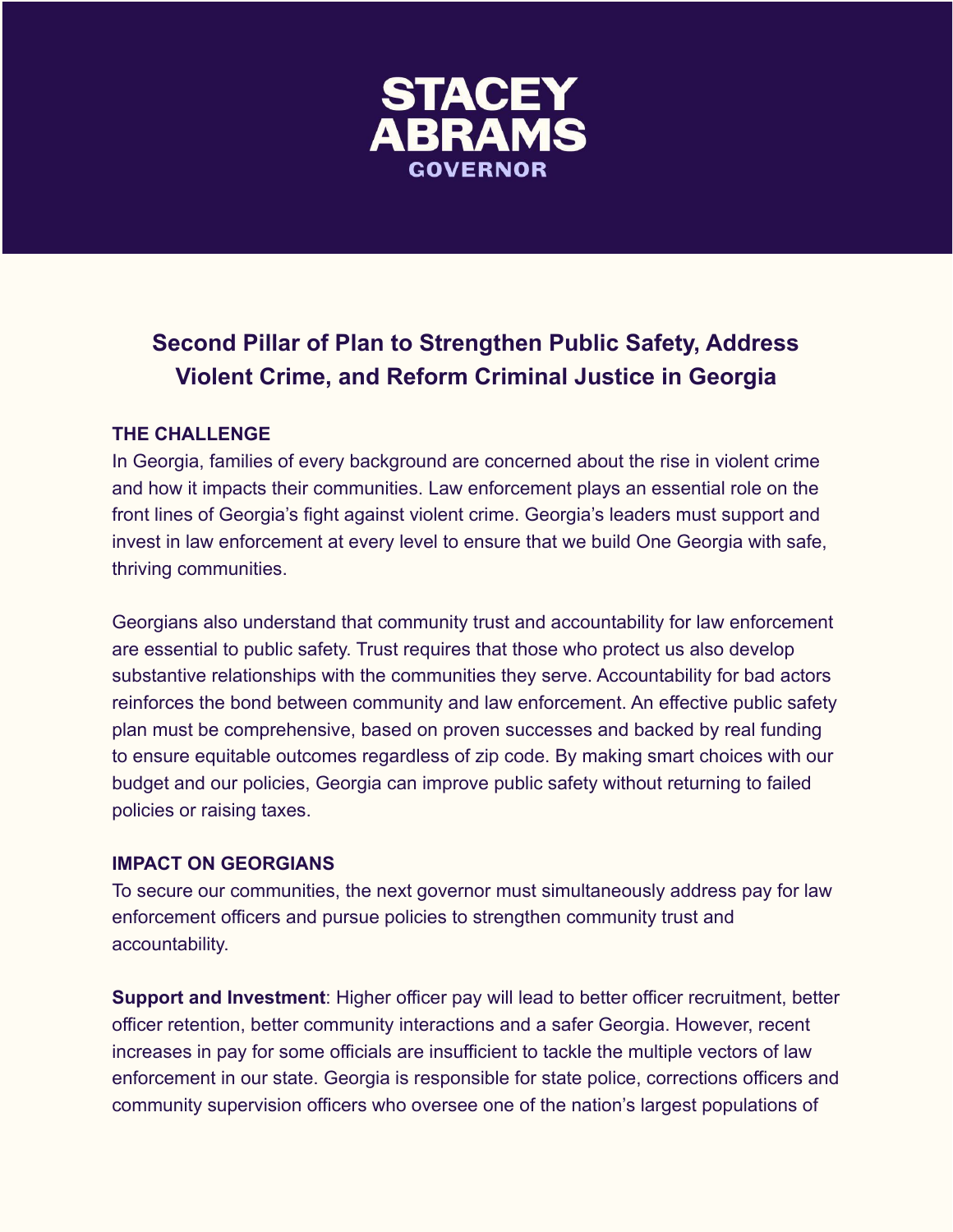# STACEY ABRAMS
## GOVERNOR

## Second Pillar of Plan to Strengthen Public Safety, Address Violent Crime, and Reform Criminal Justice in Georgia

### THE CHALLENGE

In Georgia, families of every background are concerned about the rise in violent crime and how it impacts their communities. Law enforcement plays an essential role on the front lines of Georgia's fight against violent crime. Georgia's leaders must support and invest in law enforcement at every level to ensure that we build One Georgia with safe, thriving communities.

Georgians also understand that community trust and accountability for law enforcement are essential to public safety. Trust requires that those who protect us also develop substantive relationships with the communities they serve. Accountability for bad actors reinforces the bond between community and law enforcement. An effective public safety plan must be comprehensive, based on proven successes and backed by real funding to ensure equitable outcomes regardless of zip code. By making smart choices with our budget and our policies, Georgia can improve public safety without returning to failed policies or raising taxes.

### IMPACT ON GEORGIANS

To secure our communities, the next governor must simultaneously address pay for law enforcement officers and pursue policies to strengthen community trust and accountability.

**Support and Investment**: Higher officer pay will lead to better officer recruitment, better officer retention, better community interactions and a safer Georgia. However, recent increases in pay for some officials are insufficient to tackle the multiple vectors of law enforcement in our state. Georgia is responsible for state police, corrections officers and community supervision officers who oversee one of the nation's largest populations of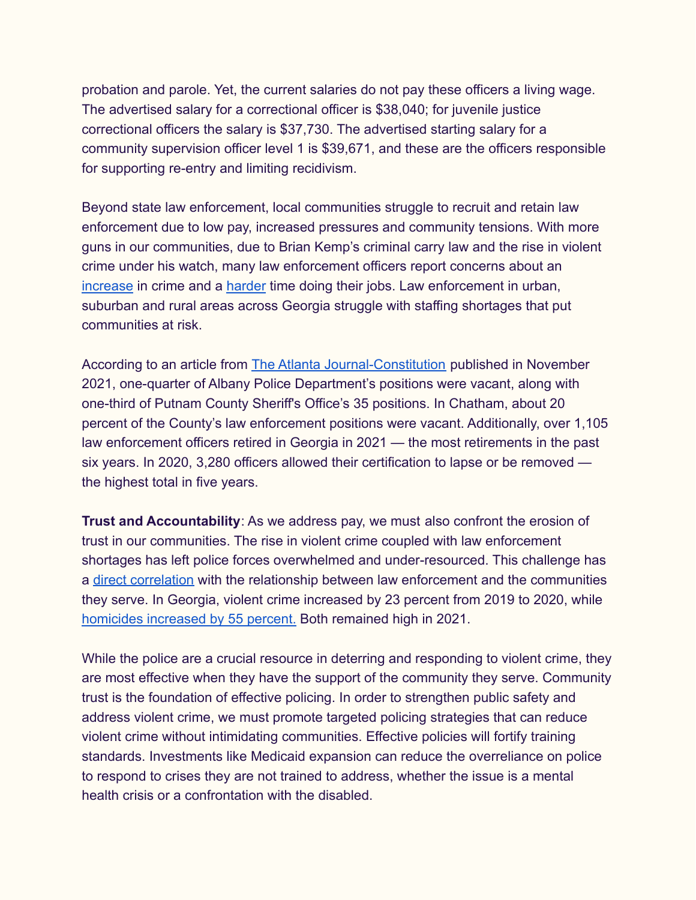probation and parole. Yet, the current salaries do not pay these officers a living wage. The advertised salary for a correctional officer is $38,040; for juvenile justice correctional officers the salary is $37,730. The advertised starting salary for a community supervision officer level 1 is $39,671, and these are the officers responsible for supporting re-entry and limiting recidivism.

Beyond state law enforcement, local communities struggle to recruit and retain law enforcement due to low pay, increased pressures and community tensions. With more guns in our communities, due to Brian Kemp's criminal carry law and the rise in violent crime under his watch, many law enforcement officers report concerns about an increase in crime and a harder time doing their jobs. Law enforcement in urban, suburban and rural areas across Georgia struggle with staffing shortages that put communities at risk.

According to an article from The Atlanta Journal-Constitution published in November 2021, one-quarter of Albany Police Department's positions were vacant, along with one-third of Putnam County Sheriff's Office's 35 positions. In Chatham, about 20 percent of the County's law enforcement positions were vacant. Additionally, over 1,105 law enforcement officers retired in Georgia in 2021 — the most retirements in the past six years. In 2020, 3,280 officers allowed their certification to lapse or be removed — the highest total in five years.

**Trust and Accountability**: As we address pay, we must also confront the erosion of trust in our communities. The rise in violent crime coupled with law enforcement shortages has left police forces overwhelmed and under-resourced. This challenge has a direct correlation with the relationship between law enforcement and the communities they serve. In Georgia, violent crime increased by 23 percent from 2019 to 2020, while homicides increased by 55 percent. Both remained high in 2021.

While the police are a crucial resource in deterring and responding to violent crime, they are most effective when they have the support of the community they serve. Community trust is the foundation of effective policing. In order to strengthen public safety and address violent crime, we must promote targeted policing strategies that can reduce violent crime without intimidating communities. Effective policies will fortify training standards. Investments like Medicaid expansion can reduce the overreliance on police to respond to crises they are not trained to address, whether the issue is a mental health crisis or a confrontation with the disabled.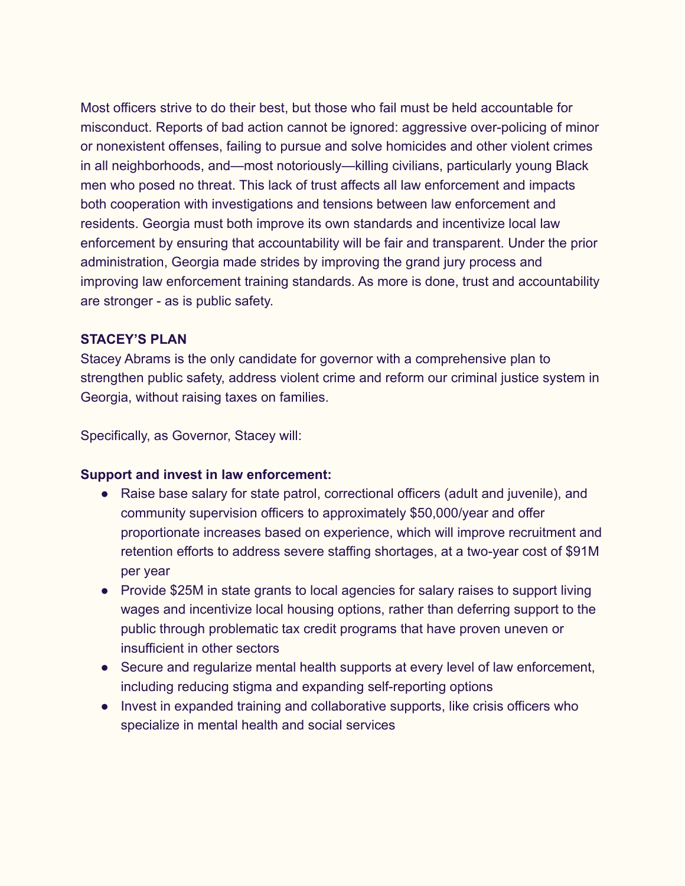Most officers strive to do their best, but those who fail must be held accountable for misconduct. Reports of bad action cannot be ignored: aggressive over-policing of minor or nonexistent offenses, failing to pursue and solve homicides and other violent crimes in all neighborhoods, and—most notoriously—killing civilians, particularly young Black men who posed no threat. This lack of trust affects all law enforcement and impacts both cooperation with investigations and tensions between law enforcement and residents. Georgia must both improve its own standards and incentivize local law enforcement by ensuring that accountability will be fair and transparent. Under the prior administration, Georgia made strides by improving the grand jury process and improving law enforcement training standards. As more is done, trust and accountability are stronger - as is public safety.

**STACEY'S PLAN**

Stacey Abrams is the only candidate for governor with a comprehensive plan to strengthen public safety, address violent crime and reform our criminal justice system in Georgia, without raising taxes on families.

Specifically, as Governor, Stacey will:

**Support and invest in law enforcement:**

- Raise base salary for state patrol, correctional officers (adult and juvenile), and community supervision officers to approximately $50,000/year and offer proportionate increases based on experience, which will improve recruitment and retention efforts to address severe staffing shortages, at a two-year cost of $91M per year
- Provide $25M in state grants to local agencies for salary raises to support living wages and incentivize local housing options, rather than deferring support to the public through problematic tax credit programs that have proven uneven or insufficient in other sectors
- Secure and regularize mental health supports at every level of law enforcement, including reducing stigma and expanding self-reporting options
- Invest in expanded training and collaborative supports, like crisis officers who specialize in mental health and social services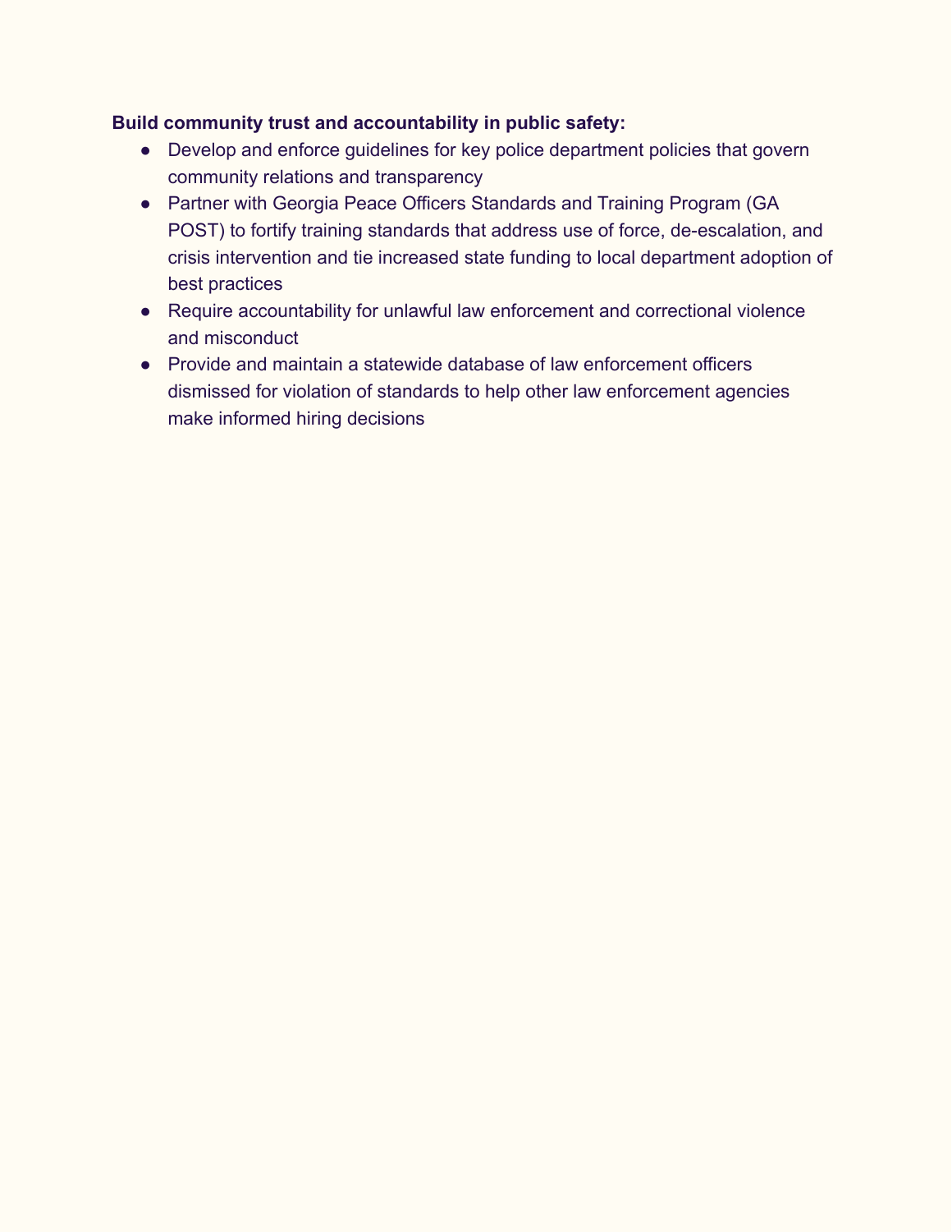**Build community trust and accountability in public safety:**

- Develop and enforce guidelines for key police department policies that govern community relations and transparency
- Partner with Georgia Peace Officers Standards and Training Program (GA POST) to fortify training standards that address use of force, de-escalation, and crisis intervention and tie increased state funding to local department adoption of best practices
- Require accountability for unlawful law enforcement and correctional violence and misconduct
- Provide and maintain a statewide database of law enforcement officers dismissed for violation of standards to help other law enforcement agencies make informed hiring decisions